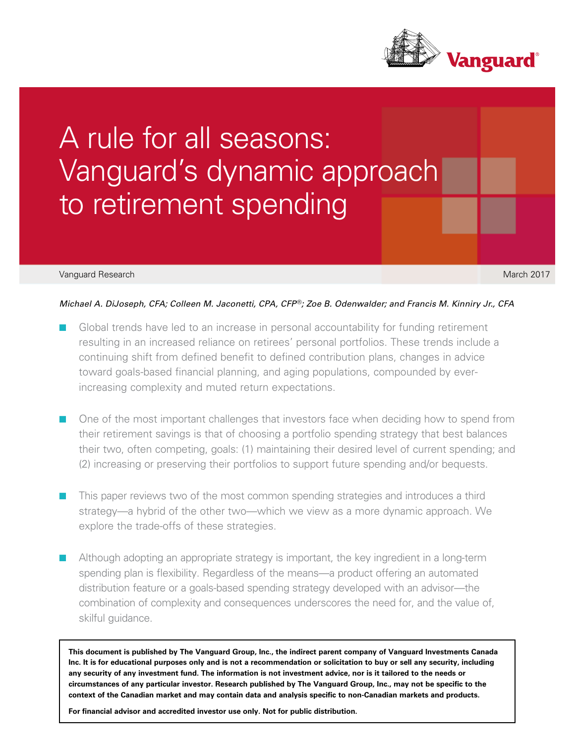# A rule for all seasons: Vanguard's dynamic approach to retirement spending

Vanguard Research

March 2017

*Michael A. DiJoseph, CFA; Colleen M. Jaconetti, CPA, CFP®; Zoe B. Odenwalder; and Francis M. Kinniry Jr., CFA*

- Global trends have led to an increase in personal accountability for funding retirement resulting in an increased reliance on retirees' personal portfolios. These trends include a continuing shift from defined benefit to defined contribution plans, changes in advice toward goals-based financial planning, and aging populations, compounded by ever-increasing complexity and muted return expectations.

- One of the most important challenges that investors face when deciding how to spend from their retirement savings is that of choosing a portfolio spending strategy that best balances their two, often competing, goals: (1) maintaining their desired level of current spending; and (2) increasing or preserving their portfolios to support future spending and/or bequests.

- This paper reviews two of the most common spending strategies and introduces a third strategy—a hybrid of the other two—which we view as a more dynamic approach. We explore the trade-offs of these strategies.

- Although adopting an appropriate strategy is important, the key ingredient in a long-term spending plan is flexibility. Regardless of the means—a product offering an automated distribution feature or a goals-based spending strategy developed with an advisor—the combination of complexity and consequences underscores the need for, and the value of, skilful guidance.

**This document is published by The Vanguard Group, Inc., the indirect parent company of Vanguard Investments Canada Inc. It is for educational purposes only and is not a recommendation or solicitation to buy or sell any security, including any security of any investment fund. The information is not investment advice, nor is it tailored to the needs or circumstances of any particular investor. Research published by The Vanguard Group, Inc., may not be specific to the context of the Canadian market and may contain data and analysis specific to non-Canadian markets and products.**

**For financial advisor and accredited investor use only. Not for public distribution.**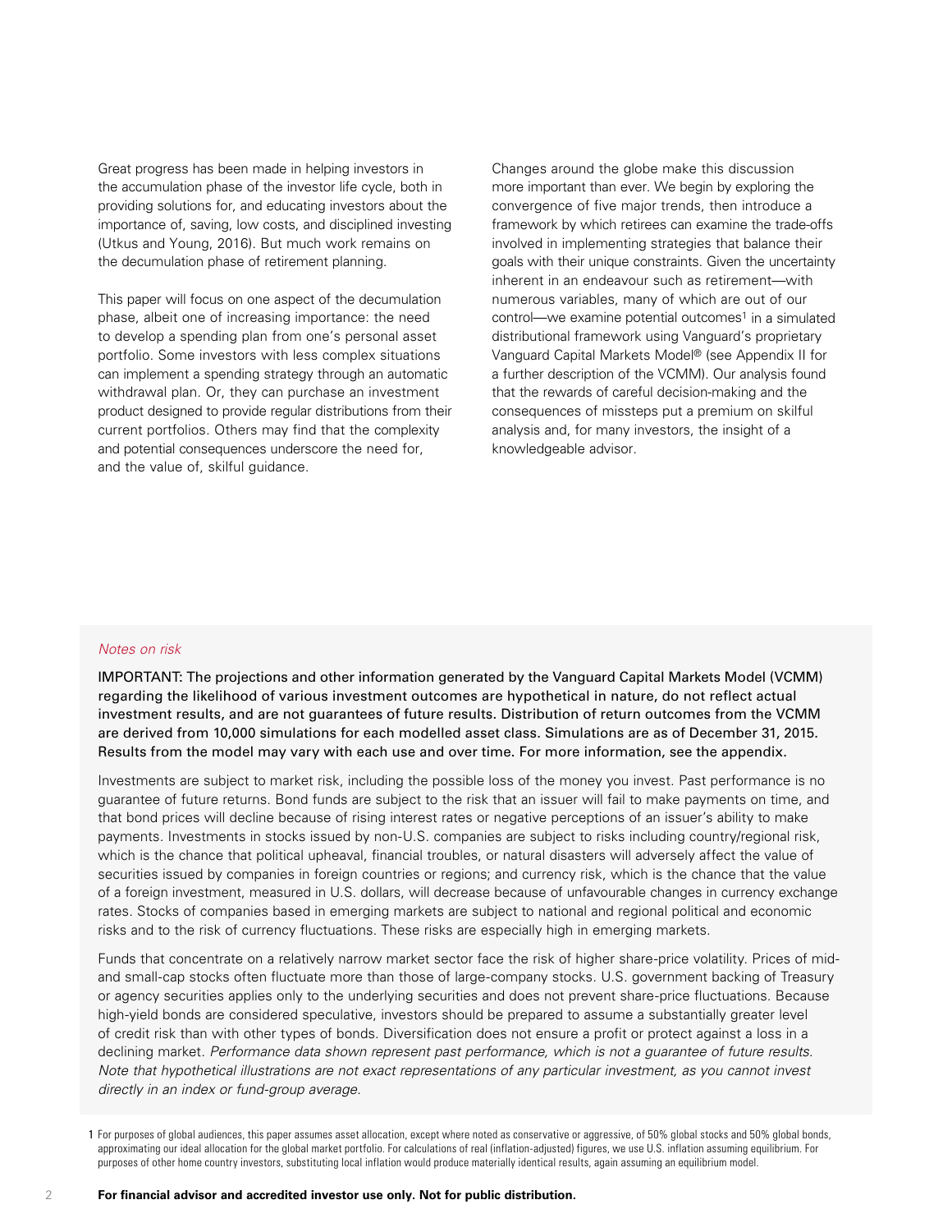Great progress has been made in helping investors in the accumulation phase of the investor life cycle, both in providing solutions for, and educating investors about the importance of, saving, low costs, and disciplined investing (Utkus and Young, 2016). But much work remains on the decumulation phase of retirement planning.

This paper will focus on one aspect of the decumulation phase, albeit one of increasing importance: the need to develop a spending plan from one's personal asset portfolio. Some investors with less complex situations can implement a spending strategy through an automatic withdrawal plan. Or, they can purchase an investment product designed to provide regular distributions from their current portfolios. Others may find that the complexity and potential consequences underscore the need for, and the value of, skilful guidance.

Changes around the globe make this discussion more important than ever. We begin by exploring the convergence of five major trends, then introduce a framework by which retirees can examine the trade-offs involved in implementing strategies that balance their goals with their unique constraints. Given the uncertainty inherent in an endeavour such as retirement—with numerous variables, many of which are out of our control—we examine potential outcomes[1] in a simulated distributional framework using Vanguard's proprietary Vanguard Capital Markets Model® (see Appendix II for a further description of the VCMM). Our analysis found that the rewards of careful decision-making and the consequences of missteps put a premium on skilful analysis and, for many investors, the insight of a knowledgeable advisor.

*Notes on risk*

IMPORTANT: The projections and other information generated by the Vanguard Capital Markets Model (VCMM) regarding the likelihood of various investment outcomes are hypothetical in nature, do not reflect actual investment results, and are not guarantees of future results. Distribution of return outcomes from the VCMM are derived from 10,000 simulations for each modelled asset class. Simulations are as of December 31, 2015. Results from the model may vary with each use and over time. For more information, see the appendix.

Investments are subject to market risk, including the possible loss of the money you invest. Past performance is no guarantee of future returns. Bond funds are subject to the risk that an issuer will fail to make payments on time, and that bond prices will decline because of rising interest rates or negative perceptions of an issuer's ability to make payments. Investments in stocks issued by non-U.S. companies are subject to risks including country/regional risk, which is the chance that political upheaval, financial troubles, or natural disasters will adversely affect the value of securities issued by companies in foreign countries or regions; and currency risk, which is the chance that the value of a foreign investment, measured in U.S. dollars, will decrease because of unfavourable changes in currency exchange rates. Stocks of companies based in emerging markets are subject to national and regional political and economic risks and to the risk of currency fluctuations. These risks are especially high in emerging markets.

Funds that concentrate on a relatively narrow market sector face the risk of higher share-price volatility. Prices of mid- and small-cap stocks often fluctuate more than those of large-company stocks. U.S. government backing of Treasury or agency securities applies only to the underlying securities and does not prevent share-price fluctuations. Because high-yield bonds are considered speculative, investors should be prepared to assume a substantially greater level of credit risk than with other types of bonds. Diversification does not ensure a profit or protect against a loss in a declining market. *Performance data shown represent past performance, which is not a guarantee of future results. Note that hypothetical illustrations are not exact representations of any particular investment, as you cannot invest directly in an index or fund-group average.*

[1] For purposes of global audiences, this paper assumes asset allocation, except where noted as conservative or aggressive, of 50% global stocks and 50% global bonds, approximating our ideal allocation for the global market portfolio. For calculations of real (inflation-adjusted) figures, we use U.S. inflation assuming equilibrium. For purposes of other home country investors, substituting local inflation would produce materially identical results, again assuming an equilibrium model.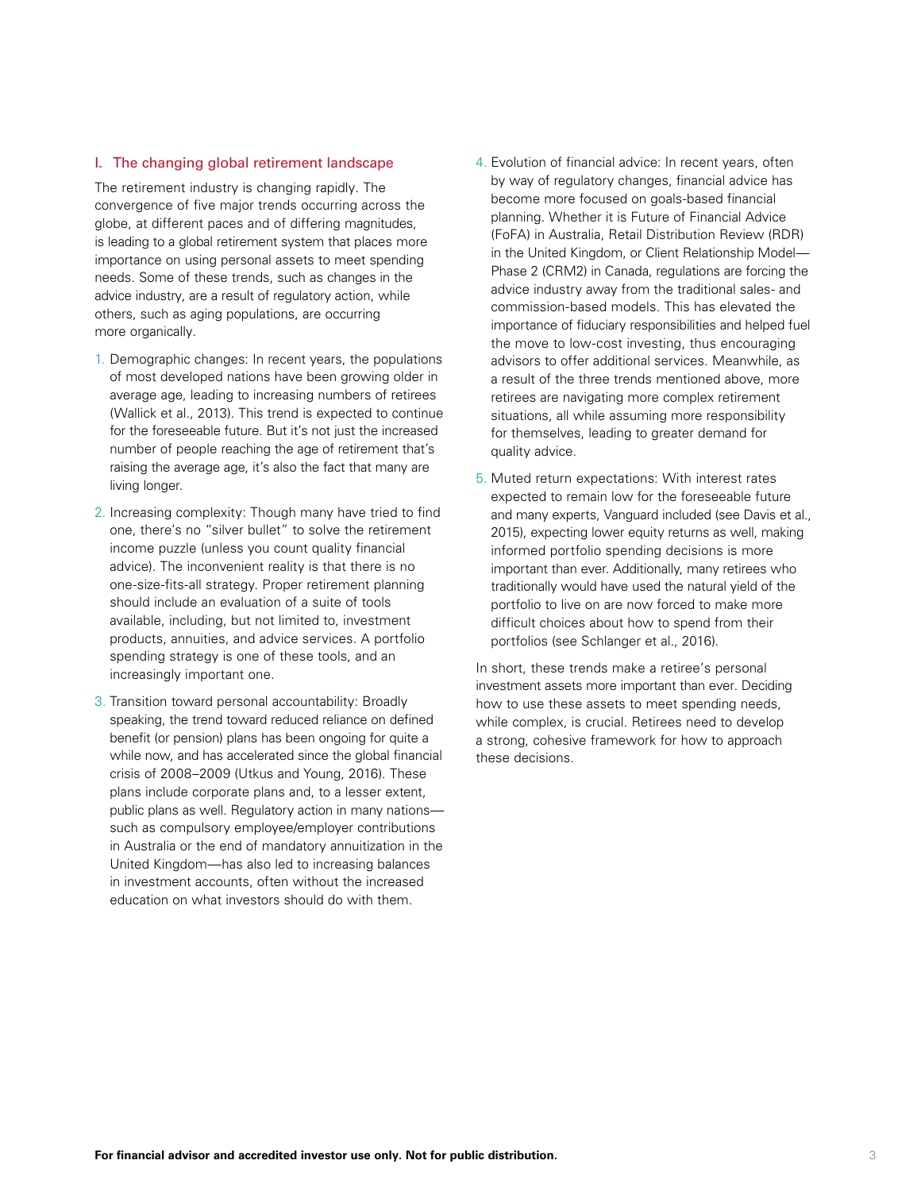## I. The changing global retirement landscape

The retirement industry is changing rapidly. The convergence of five major trends occurring across the globe, at different paces and of differing magnitudes, is leading to a global retirement system that places more importance on using personal assets to meet spending needs. Some of these trends, such as changes in the advice industry, are a result of regulatory action, while others, such as aging populations, are occurring more organically.

1. Demographic changes: In recent years, the populations of most developed nations have been growing older in average age, leading to increasing numbers of retirees (Wallick et al., 2013). This trend is expected to continue for the foreseeable future. But it's not just the increased number of people reaching the age of retirement that's raising the average age, it's also the fact that many are living longer.
2. Increasing complexity: Though many have tried to find one, there's no "silver bullet" to solve the retirement income puzzle (unless you count quality financial advice). The inconvenient reality is that there is no one-size-fits-all strategy. Proper retirement planning should include an evaluation of a suite of tools available, including, but not limited to, investment products, annuities, and advice services. A portfolio spending strategy is one of these tools, and an increasingly important one.
3. Transition toward personal accountability: Broadly speaking, the trend toward reduced reliance on defined benefit (or pension) plans has been ongoing for quite a while now, and has accelerated since the global financial crisis of 2008–2009 (Utkus and Young, 2016). These plans include corporate plans and, to a lesser extent, public plans as well. Regulatory action in many nations—such as compulsory employee/employer contributions in Australia or the end of mandatory annuitization in the United Kingdom—has also led to increasing balances in investment accounts, often without the increased education on what investors should do with them.
4. Evolution of financial advice: In recent years, often by way of regulatory changes, financial advice has become more focused on goals-based financial planning. Whether it is Future of Financial Advice (FoFA) in Australia, Retail Distribution Review (RDR) in the United Kingdom, or Client Relationship Model—Phase 2 (CRM2) in Canada, regulations are forcing the advice industry away from the traditional sales- and commission-based models. This has elevated the importance of fiduciary responsibilities and helped fuel the move to low-cost investing, thus encouraging advisors to offer additional services. Meanwhile, as a result of the three trends mentioned above, more retirees are navigating more complex retirement situations, all while assuming more responsibility for themselves, leading to greater demand for quality advice.
5. Muted return expectations: With interest rates expected to remain low for the foreseeable future and many experts, Vanguard included (see Davis et al., 2015), expecting lower equity returns as well, making informed portfolio spending decisions is more important than ever. Additionally, many retirees who traditionally would have used the natural yield of the portfolio to live on are now forced to make more difficult choices about how to spend from their portfolios (see Schlanger et al., 2016).

In short, these trends make a retiree's personal investment assets more important than ever. Deciding how to use these assets to meet spending needs, while complex, is crucial. Retirees need to develop a strong, cohesive framework for how to approach these decisions.

**For financial advisor and accredited investor use only. Not for public distribution.**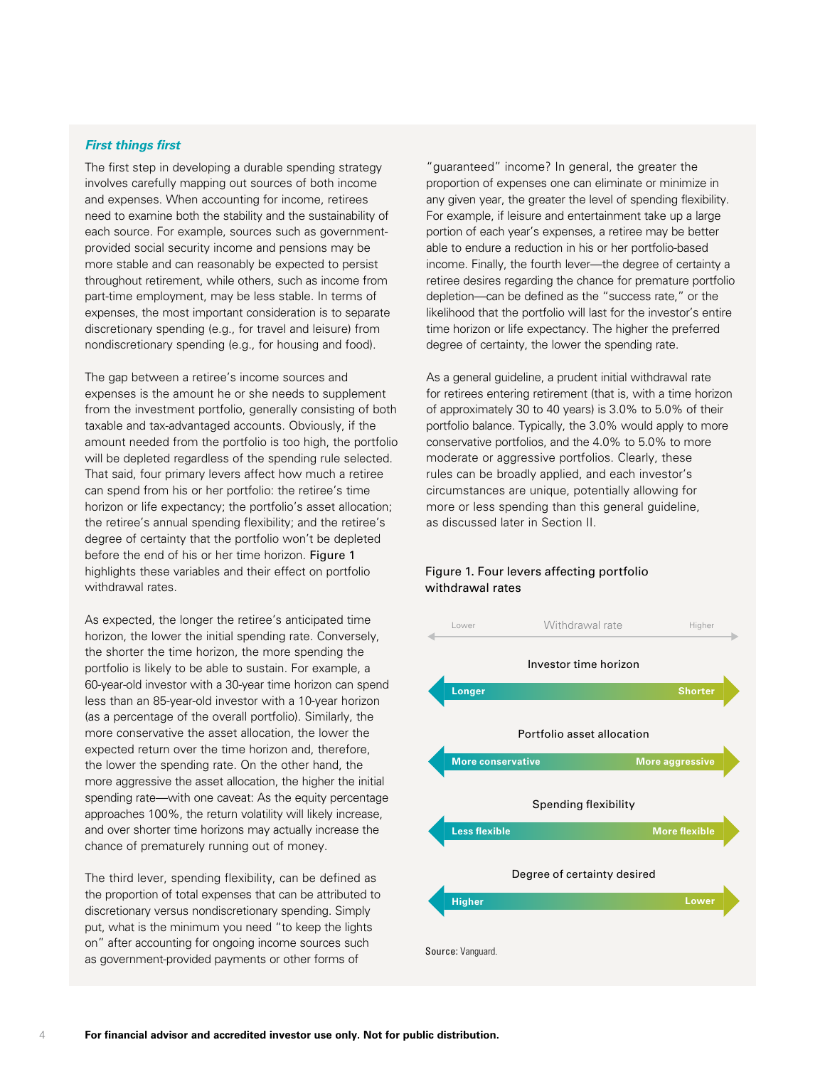### *First things first*

The first step in developing a durable spending strategy involves carefully mapping out sources of both income and expenses. When accounting for income, retirees need to examine both the stability and the sustainability of each source. For example, sources such as government-provided social security income and pensions may be more stable and can reasonably be expected to persist throughout retirement, while others, such as income from part-time employment, may be less stable. In terms of expenses, the most important consideration is to separate discretionary spending (e.g., for travel and leisure) from nondiscretionary spending (e.g., for housing and food).

The gap between a retiree's income sources and expenses is the amount he or she needs to supplement from the investment portfolio, generally consisting of both taxable and tax-advantaged accounts. Obviously, if the amount needed from the portfolio is too high, the portfolio will be depleted regardless of the spending rule selected. That said, four primary levers affect how much a retiree can spend from his or her portfolio: the retiree's time horizon or life expectancy; the portfolio's asset allocation; the retiree's annual spending flexibility; and the retiree's degree of certainty that the portfolio won't be depleted before the end of his or her time horizon. Figure 1 highlights these variables and their effect on portfolio withdrawal rates.

As expected, the longer the retiree's anticipated time horizon, the lower the initial spending rate. Conversely, the shorter the time horizon, the more spending the portfolio is likely to be able to sustain. For example, a 60-year-old investor with a 30-year time horizon can spend less than an 85-year-old investor with a 10-year horizon (as a percentage of the overall portfolio). Similarly, the more conservative the asset allocation, the lower the expected return over the time horizon and, therefore, the lower the spending rate. On the other hand, the more aggressive the asset allocation, the higher the initial spending rate—with one caveat: As the equity percentage approaches 100%, the return volatility will likely increase, and over shorter time horizons may actually increase the chance of prematurely running out of money.

The third lever, spending flexibility, can be defined as the proportion of total expenses that can be attributed to discretionary versus nondiscretionary spending. Simply put, what is the minimum you need "to keep the lights on" after accounting for ongoing income sources such as government-provided payments or other forms of "guaranteed" income? In general, the greater the proportion of expenses one can eliminate or minimize in any given year, the greater the level of spending flexibility. For example, if leisure and entertainment take up a large portion of each year's expenses, a retiree may be better able to endure a reduction in his or her portfolio-based income. Finally, the fourth lever—the degree of certainty a retiree desires regarding the chance for premature portfolio depletion—can be defined as the "success rate," or the likelihood that the portfolio will last for the investor's entire time horizon or life expectancy. The higher the preferred degree of certainty, the lower the spending rate.

As a general guideline, a prudent initial withdrawal rate for retirees entering retirement (that is, with a time horizon of approximately 30 to 40 years) is 3.0% to 5.0% of their portfolio balance. Typically, the 3.0% would apply to more conservative portfolios, and the 4.0% to 5.0% to more moderate or aggressive portfolios. Clearly, these rules can be broadly applied, and each investor's circumstances are unique, potentially allowing for more or less spending than this general guideline, as discussed later in Section II.

Figure 1. Four levers affecting portfolio withdrawal rates

| Lever | Lower withdrawal rate | Higher withdrawal rate |
|---|---|---|
| Investor time horizon | Longer | Shorter |
| Portfolio asset allocation | More conservative | More aggressive |
| Spending flexibility | Less flexible | More flexible |
| Degree of certainty desired | Higher | Lower |

**Source:** Vanguard.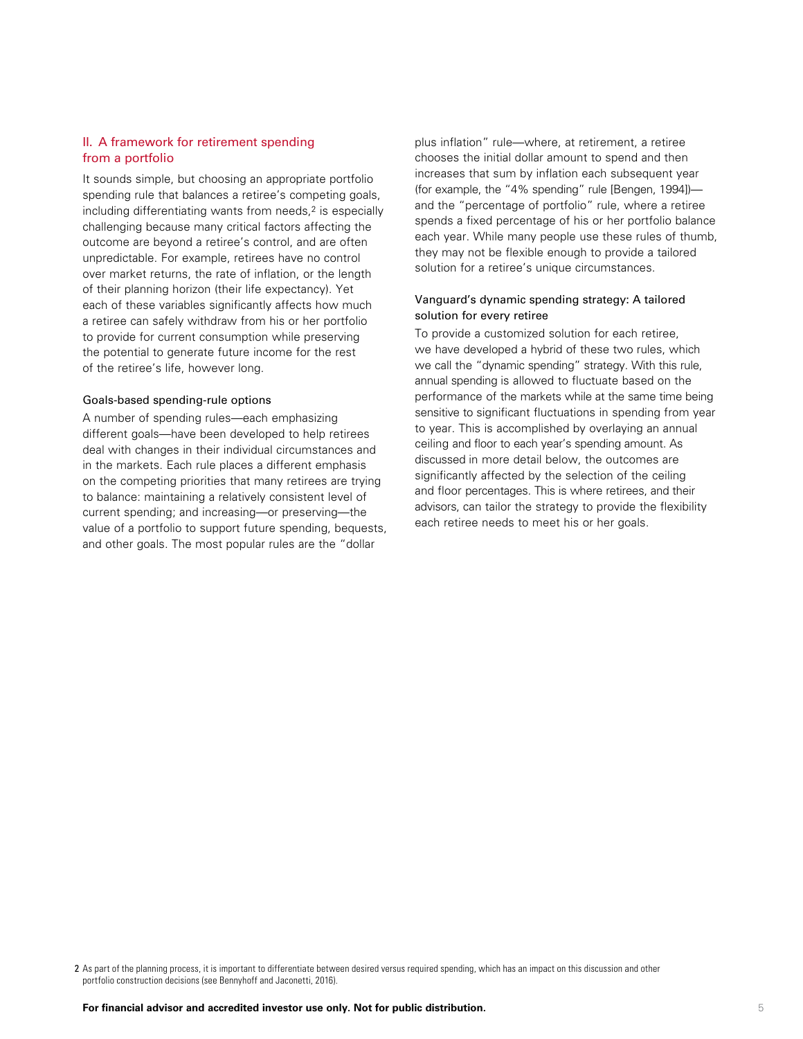## II. A framework for retirement spending from a portfolio

It sounds simple, but choosing an appropriate portfolio spending rule that balances a retiree's competing goals, including differentiating wants from needs,[2] is especially challenging because many critical factors affecting the outcome are beyond a retiree's control, and are often unpredictable. For example, retirees have no control over market returns, the rate of inflation, or the length of their planning horizon (their life expectancy). Yet each of these variables significantly affects how much a retiree can safely withdraw from his or her portfolio to provide for current consumption while preserving the potential to generate future income for the rest of the retiree's life, however long.

### Goals-based spending-rule options

A number of spending rules—each emphasizing different goals—have been developed to help retirees deal with changes in their individual circumstances and in the markets. Each rule places a different emphasis on the competing priorities that many retirees are trying to balance: maintaining a relatively consistent level of current spending; and increasing—or preserving—the value of a portfolio to support future spending, bequests, and other goals. The most popular rules are the "dollar plus inflation" rule—where, at retirement, a retiree chooses the initial dollar amount to spend and then increases that sum by inflation each subsequent year (for example, the "4% spending" rule [Bengen, 1994])—and the "percentage of portfolio" rule, where a retiree spends a fixed percentage of his or her portfolio balance each year. While many people use these rules of thumb, they may not be flexible enough to provide a tailored solution for a retiree's unique circumstances.

### Vanguard's dynamic spending strategy: A tailored solution for every retiree

To provide a customized solution for each retiree, we have developed a hybrid of these two rules, which we call the "dynamic spending" strategy. With this rule, annual spending is allowed to fluctuate based on the performance of the markets while at the same time being sensitive to significant fluctuations in spending from year to year. This is accomplished by overlaying an annual ceiling and floor to each year's spending amount. As discussed in more detail below, the outcomes are significantly affected by the selection of the ceiling and floor percentages. This is where retirees, and their advisors, can tailor the strategy to provide the flexibility each retiree needs to meet his or her goals.

[2] As part of the planning process, it is important to differentiate between desired versus required spending, which has an impact on this discussion and other portfolio construction decisions (see Bennyhoff and Jaconetti, 2016).

**For financial advisor and accredited investor use only. Not for public distribution.**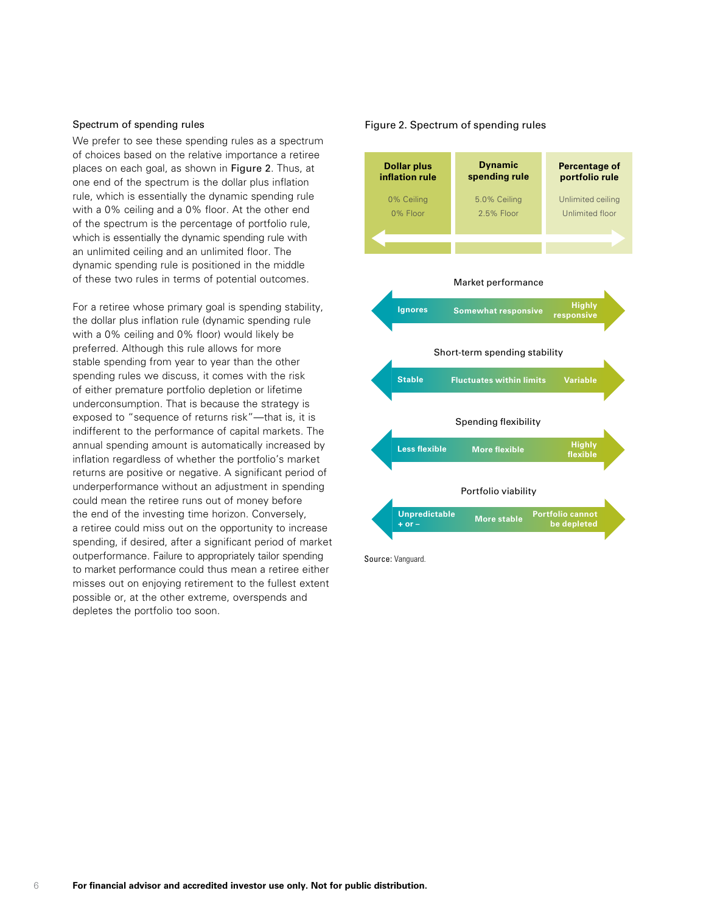### Spectrum of spending rules

We prefer to see these spending rules as a spectrum of choices based on the relative importance a retiree places on each goal, as shown in Figure 2. Thus, at one end of the spectrum is the dollar plus inflation rule, which is essentially the dynamic spending rule with a 0% ceiling and a 0% floor. At the other end of the spectrum is the percentage of portfolio rule, which is essentially the dynamic spending rule with an unlimited ceiling and an unlimited floor. The dynamic spending rule is positioned in the middle of these two rules in terms of potential outcomes.

For a retiree whose primary goal is spending stability, the dollar plus inflation rule (dynamic spending rule with a 0% ceiling and 0% floor) would likely be preferred. Although this rule allows for more stable spending from year to year than the other spending rules we discuss, it comes with the risk of either premature portfolio depletion or lifetime underconsumption. That is because the strategy is exposed to "sequence of returns risk"—that is, it is indifferent to the performance of capital markets. The annual spending amount is automatically increased by inflation regardless of whether the portfolio's market returns are positive or negative. A significant period of underperformance without an adjustment in spending could mean the retiree runs out of money before the end of the investing time horizon. Conversely, a retiree could miss out on the opportunity to increase spending, if desired, after a significant period of market outperformance. Failure to appropriately tailor spending to market performance could thus mean a retiree either misses out on enjoying retirement to the fullest extent possible or, at the other extreme, overspends and depletes the portfolio too soon.

**Figure 2. Spectrum of spending rules**

| | Dollar plus inflation rule | Dynamic spending rule | Percentage of portfolio rule |
|---|---|---|---|
| | 0% Ceiling, 0% Floor | 5.0% Ceiling, 2.5% Floor | Unlimited ceiling, Unlimited floor |
| Market performance | Ignores | Somewhat responsive | Highly responsive |
| Short-term spending stability | Stable | Fluctuates within limits | Variable |
| Spending flexibility | Less flexible | More flexible | Highly flexible |
| Portfolio viability | Unpredictable + or – | More stable | Portfolio cannot be depleted |

**Source:** Vanguard.

**For financial advisor and accredited investor use only. Not for public distribution.**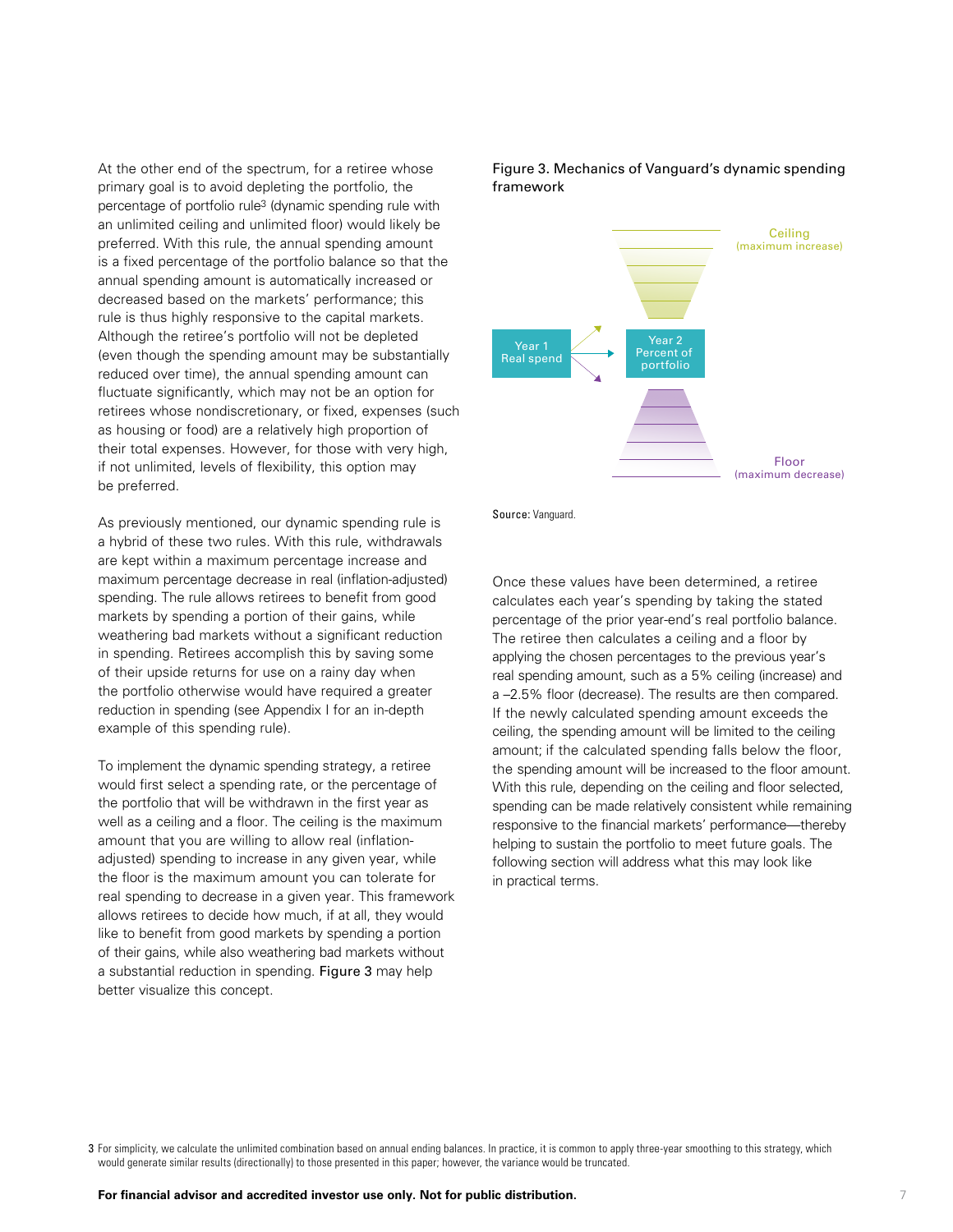At the other end of the spectrum, for a retiree whose primary goal is to avoid depleting the portfolio, the percentage of portfolio rule[3] (dynamic spending rule with an unlimited ceiling and unlimited floor) would likely be preferred. With this rule, the annual spending amount is a fixed percentage of the portfolio balance so that the annual spending amount is automatically increased or decreased based on the markets' performance; this rule is thus highly responsive to the capital markets. Although the retiree's portfolio will not be depleted (even though the spending amount may be substantially reduced over time), the annual spending amount can fluctuate significantly, which may not be an option for retirees whose nondiscretionary, or fixed, expenses (such as housing or food) are a relatively high proportion of their total expenses. However, for those with very high, if not unlimited, levels of flexibility, this option may be preferred.

As previously mentioned, our dynamic spending rule is a hybrid of these two rules. With this rule, withdrawals are kept within a maximum percentage increase and maximum percentage decrease in real (inflation-adjusted) spending. The rule allows retirees to benefit from good markets by spending a portion of their gains, while weathering bad markets without a significant reduction in spending. Retirees accomplish this by saving some of their upside returns for use on a rainy day when the portfolio otherwise would have required a greater reduction in spending (see Appendix I for an in-depth example of this spending rule).

To implement the dynamic spending strategy, a retiree would first select a spending rate, or the percentage of the portfolio that will be withdrawn in the first year as well as a ceiling and a floor. The ceiling is the maximum amount that you are willing to allow real (inflation-adjusted) spending to increase in any given year, while the floor is the maximum amount you can tolerate for real spending to decrease in a given year. This framework allows retirees to decide how much, if at all, they would like to benefit from good markets by spending a portion of their gains, while also weathering bad markets without a substantial reduction in spending. Figure 3 may help better visualize this concept.

**Figure 3. Mechanics of Vanguard's dynamic spending framework**

Ceiling (maximum increase)

Year 1 Real spend → Year 2 Percent of portfolio

Floor (maximum decrease)

**Source:** Vanguard.

Once these values have been determined, a retiree calculates each year's spending by taking the stated percentage of the prior year-end's real portfolio balance. The retiree then calculates a ceiling and a floor by applying the chosen percentages to the previous year's real spending amount, such as a 5% ceiling (increase) and a –2.5% floor (decrease). The results are then compared. If the newly calculated spending amount exceeds the ceiling, the spending amount will be limited to the ceiling amount; if the calculated spending falls below the floor, the spending amount will be increased to the floor amount. With this rule, depending on the ceiling and floor selected, spending can be made relatively consistent while remaining responsive to the financial markets' performance—thereby helping to sustain the portfolio to meet future goals. The following section will address what this may look like in practical terms.

[3] For simplicity, we calculate the unlimited combination based on annual ending balances. In practice, it is common to apply three-year smoothing to this strategy, which would generate similar results (directionally) to those presented in this paper; however, the variance would be truncated.

**For financial advisor and accredited investor use only. Not for public distribution.**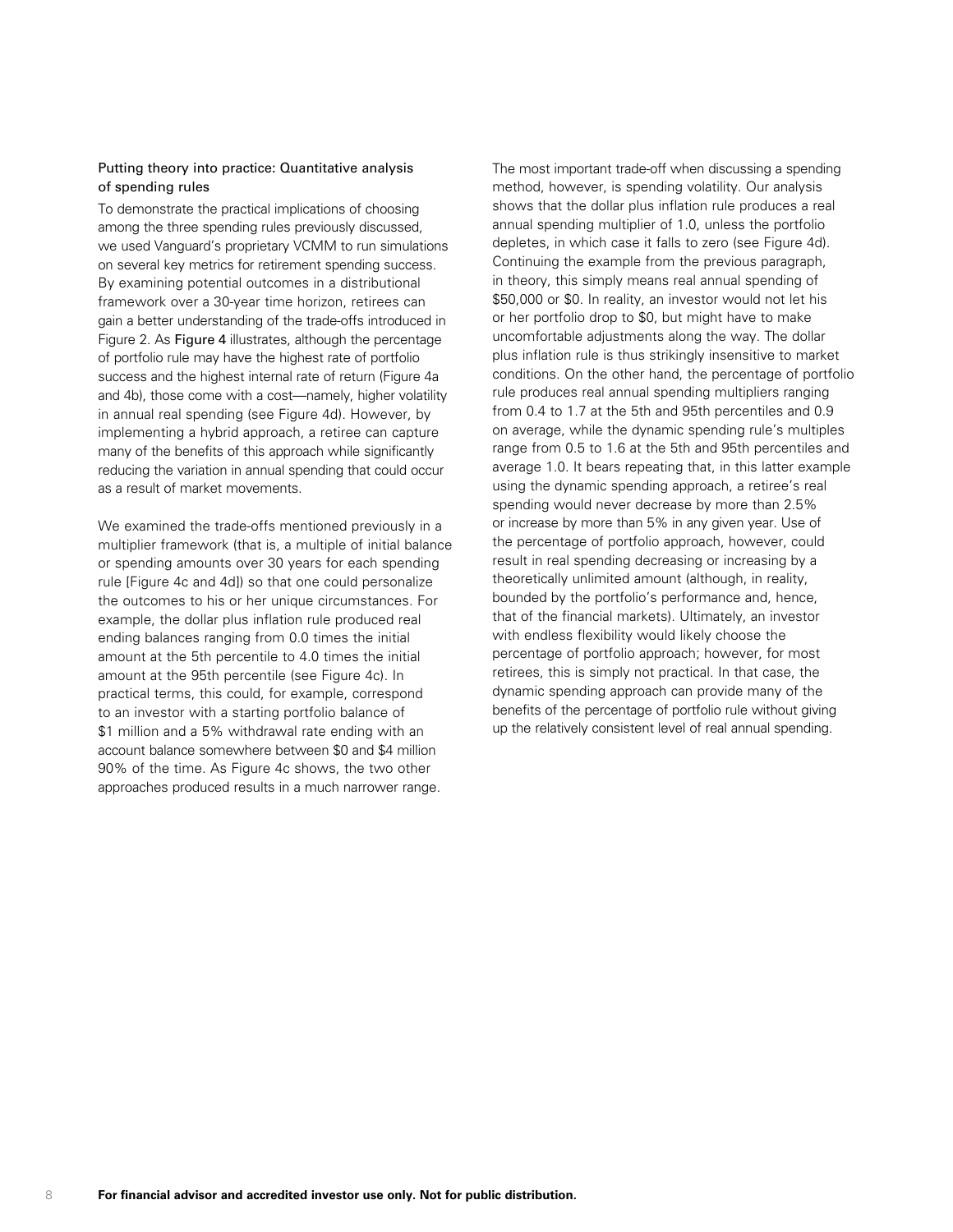### Putting theory into practice: Quantitative analysis of spending rules

To demonstrate the practical implications of choosing among the three spending rules previously discussed, we used Vanguard's proprietary VCMM to run simulations on several key metrics for retirement spending success. By examining potential outcomes in a distributional framework over a 30-year time horizon, retirees can gain a better understanding of the trade-offs introduced in Figure 2. As **Figure 4** illustrates, although the percentage of portfolio rule may have the highest rate of portfolio success and the highest internal rate of return (Figure 4a and 4b), those come with a cost—namely, higher volatility in annual real spending (see Figure 4d). However, by implementing a hybrid approach, a retiree can capture many of the benefits of this approach while significantly reducing the variation in annual spending that could occur as a result of market movements.

We examined the trade-offs mentioned previously in a multiplier framework (that is, a multiple of initial balance or spending amounts over 30 years for each spending rule [Figure 4c and 4d]) so that one could personalize the outcomes to his or her unique circumstances. For example, the dollar plus inflation rule produced real ending balances ranging from 0.0 times the initial amount at the 5th percentile to 4.0 times the initial amount at the 95th percentile (see Figure 4c). In practical terms, this could, for example, correspond to an investor with a starting portfolio balance of $1 million and a 5% withdrawal rate ending with an account balance somewhere between $0 and $4 million 90% of the time. As Figure 4c shows, the two other approaches produced results in a much narrower range.

The most important trade-off when discussing a spending method, however, is spending volatility. Our analysis shows that the dollar plus inflation rule produces a real annual spending multiplier of 1.0, unless the portfolio depletes, in which case it falls to zero (see Figure 4d). Continuing the example from the previous paragraph, in theory, this simply means real annual spending of $50,000 or $0. In reality, an investor would not let his or her portfolio drop to $0, but might have to make uncomfortable adjustments along the way. The dollar plus inflation rule is thus strikingly insensitive to market conditions. On the other hand, the percentage of portfolio rule produces real annual spending multipliers ranging from 0.4 to 1.7 at the 5th and 95th percentiles and 0.9 on average, while the dynamic spending rule's multiples range from 0.5 to 1.6 at the 5th and 95th percentiles and average 1.0. It bears repeating that, in this latter example using the dynamic spending approach, a retiree's real spending would never decrease by more than 2.5% or increase by more than 5% in any given year. Use of the percentage of portfolio approach, however, could result in real spending decreasing or increasing by a theoretically unlimited amount (although, in reality, bounded by the portfolio's performance and, hence, that of the financial markets). Ultimately, an investor with endless flexibility would likely choose the percentage of portfolio approach; however, for most retirees, this is simply not practical. In that case, the dynamic spending approach can provide many of the benefits of the percentage of portfolio rule without giving up the relatively consistent level of real annual spending.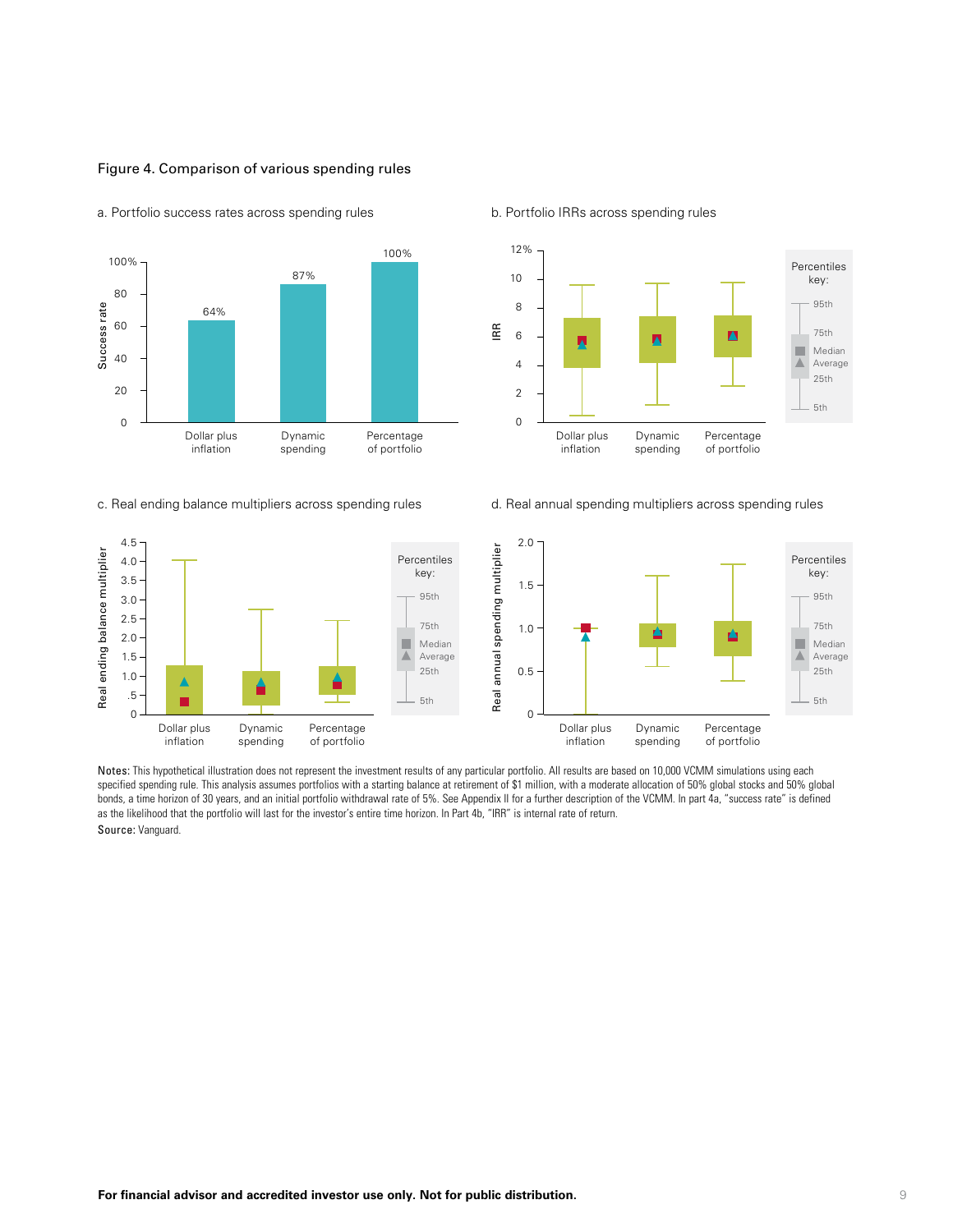Figure 4. Comparison of various spending rules

a. Portfolio success rates across spending rules

| Spending rule | Success rate |
|---|---|
| Dollar plus inflation | 64% |
| Dynamic spending | 87% |
| Percentage of portfolio | 100% |

b. Portfolio IRRs across spending rules

c. Real ending balance multipliers across spending rules

d. Real annual spending multipliers across spending rules

Percentiles key: 95th, 75th, Median, Average, 25th, 5th

Notes: This hypothetical illustration does not represent the investment results of any particular portfolio. All results are based on 10,000 VCMM simulations using each specified spending rule. This analysis assumes portfolios with a starting balance at retirement of $1 million, with a moderate allocation of 50% global stocks and 50% global bonds, a time horizon of 30 years, and an initial portfolio withdrawal rate of 5%. See Appendix II for a further description of the VCMM. In part 4a, "success rate" is defined as the likelihood that the portfolio will last for the investor's entire time horizon. In Part 4b, "IRR" is internal rate of return.

Source: Vanguard.

**For financial advisor and accredited investor use only. Not for public distribution.**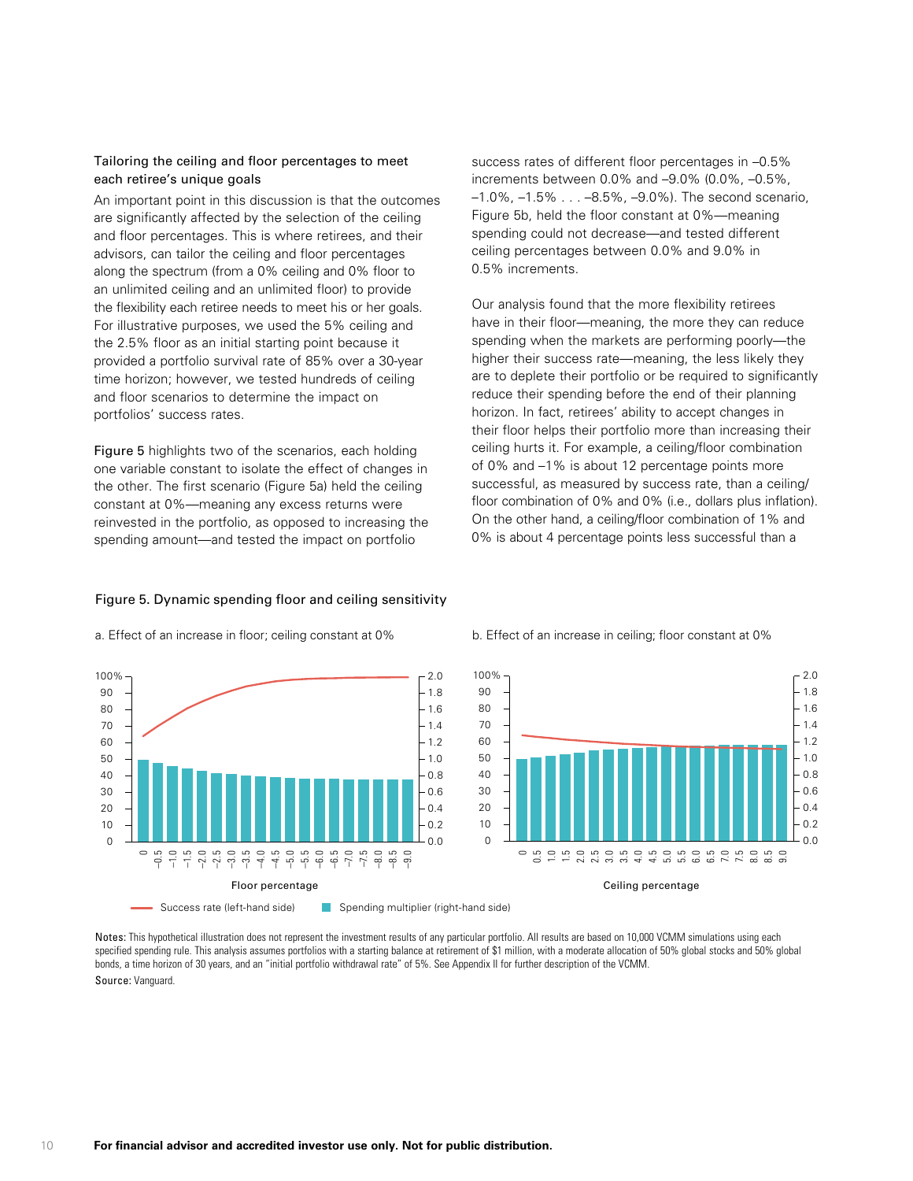### Tailoring the ceiling and floor percentages to meet each retiree's unique goals

An important point in this discussion is that the outcomes are significantly affected by the selection of the ceiling and floor percentages. This is where retirees, and their advisors, can tailor the ceiling and floor percentages along the spectrum (from a 0% ceiling and 0% floor to an unlimited ceiling and an unlimited floor) to provide the flexibility each retiree needs to meet his or her goals. For illustrative purposes, we used the 5% ceiling and the 2.5% floor as an initial starting point because it provided a portfolio survival rate of 85% over a 30-year time horizon; however, we tested hundreds of ceiling and floor scenarios to determine the impact on portfolios' success rates.

Figure 5 highlights two of the scenarios, each holding one variable constant to isolate the effect of changes in the other. The first scenario (Figure 5a) held the ceiling constant at 0%—meaning any excess returns were reinvested in the portfolio, as opposed to increasing the spending amount—and tested the impact on portfolio success rates of different floor percentages in –0.5% increments between 0.0% and –9.0% (0.0%, –0.5%, –1.0%, –1.5% . . . –8.5%, –9.0%). The second scenario, Figure 5b, held the floor constant at 0%—meaning spending could not decrease—and tested different ceiling percentages between 0.0% and 9.0% in 0.5% increments.

Our analysis found that the more flexibility retirees have in their floor—meaning, the more they can reduce spending when the markets are performing poorly—the higher their success rate—meaning, the less likely they are to deplete their portfolio or be required to significantly reduce their spending before the end of their planning horizon. In fact, retirees' ability to accept changes in their floor helps their portfolio more than increasing their ceiling hurts it. For example, a ceiling/floor combination of 0% and –1% is about 12 percentage points more successful, as measured by success rate, than a ceiling/floor combination of 0% and 0% (i.e., dollars plus inflation). On the other hand, a ceiling/floor combination of 1% and 0% is about 4 percentage points less successful than a

Figure 5. Dynamic spending floor and ceiling sensitivity

a. Effect of an increase in floor; ceiling constant at 0%

b. Effect of an increase in ceiling; floor constant at 0%

Success rate (left-hand side) | Spending multiplier (right-hand side)

**Notes:** This hypothetical illustration does not represent the investment results of any particular portfolio. All results are based on 10,000 VCMM simulations using each specified spending rule. This analysis assumes portfolios with a starting balance at retirement of $1 million, with a moderate allocation of 50% global stocks and 50% global bonds, a time horizon of 30 years, and an "initial portfolio withdrawal rate" of 5%. See Appendix II for further description of the VCMM.

**Source:** Vanguard.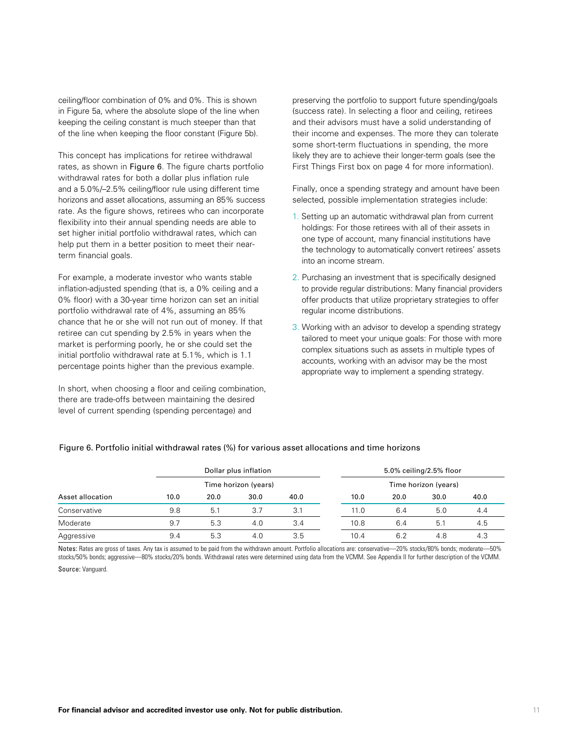ceiling/floor combination of 0% and 0%. This is shown in Figure 5a, where the absolute slope of the line when keeping the ceiling constant is much steeper than that of the line when keeping the floor constant (Figure 5b).

This concept has implications for retiree withdrawal rates, as shown in Figure 6. The figure charts portfolio withdrawal rates for both a dollar plus inflation rule and a 5.0%/–2.5% ceiling/floor rule using different time horizons and asset allocations, assuming an 85% success rate. As the figure shows, retirees who can incorporate flexibility into their annual spending needs are able to set higher initial portfolio withdrawal rates, which can help put them in a better position to meet their near-term financial goals.

For example, a moderate investor who wants stable inflation-adjusted spending (that is, a 0% ceiling and a 0% floor) with a 30-year time horizon can set an initial portfolio withdrawal rate of 4%, assuming an 85% chance that he or she will not run out of money. If that retiree can cut spending by 2.5% in years when the market is performing poorly, he or she could set the initial portfolio withdrawal rate at 5.1%, which is 1.1 percentage points higher than the previous example.

In short, when choosing a floor and ceiling combination, there are trade-offs between maintaining the desired level of current spending (spending percentage) and preserving the portfolio to support future spending/goals (success rate). In selecting a floor and ceiling, retirees and their advisors must have a solid understanding of their income and expenses. The more they can tolerate some short-term fluctuations in spending, the more likely they are to achieve their longer-term goals (see the First Things First box on page 4 for more information).

Finally, once a spending strategy and amount have been selected, possible implementation strategies include:

1. Setting up an automatic withdrawal plan from current holdings: For those retirees with all of their assets in one type of account, many financial institutions have the technology to automatically convert retirees' assets into an income stream.
2. Purchasing an investment that is specifically designed to provide regular distributions: Many financial providers offer products that utilize proprietary strategies to offer regular income distributions.
3. Working with an advisor to develop a spending strategy tailored to meet your unique goals: For those with more complex situations such as assets in multiple types of accounts, working with an advisor may be the most appropriate way to implement a spending strategy.

Figure 6. Portfolio initial withdrawal rates (%) for various asset allocations and time horizons

| | Dollar plus inflation | | | | 5.0% ceiling/2.5% floor | | | |
|---|---|---|---|---|---|---|---|---|
| | Time horizon (years) | | | | Time horizon (years) | | | |
| Asset allocation | 10.0 | 20.0 | 30.0 | 40.0 | 10.0 | 20.0 | 30.0 | 40.0 |
| Conservative | 9.8 | 5.1 | 3.7 | 3.1 | 11.0 | 6.4 | 5.0 | 4.4 |
| Moderate | 9.7 | 5.3 | 4.0 | 3.4 | 10.8 | 6.4 | 5.1 | 4.5 |
| Aggressive | 9.4 | 5.3 | 4.0 | 3.5 | 10.4 | 6.2 | 4.8 | 4.3 |

Notes: Rates are gross of taxes. Any tax is assumed to be paid from the withdrawn amount. Portfolio allocations are: conservative—20% stocks/80% bonds; moderate—50% stocks/50% bonds; aggressive—80% stocks/20% bonds. Withdrawal rates were determined using data from the VCMM. See Appendix II for further description of the VCMM.

Source: Vanguard.

**For financial advisor and accredited investor use only. Not for public distribution.**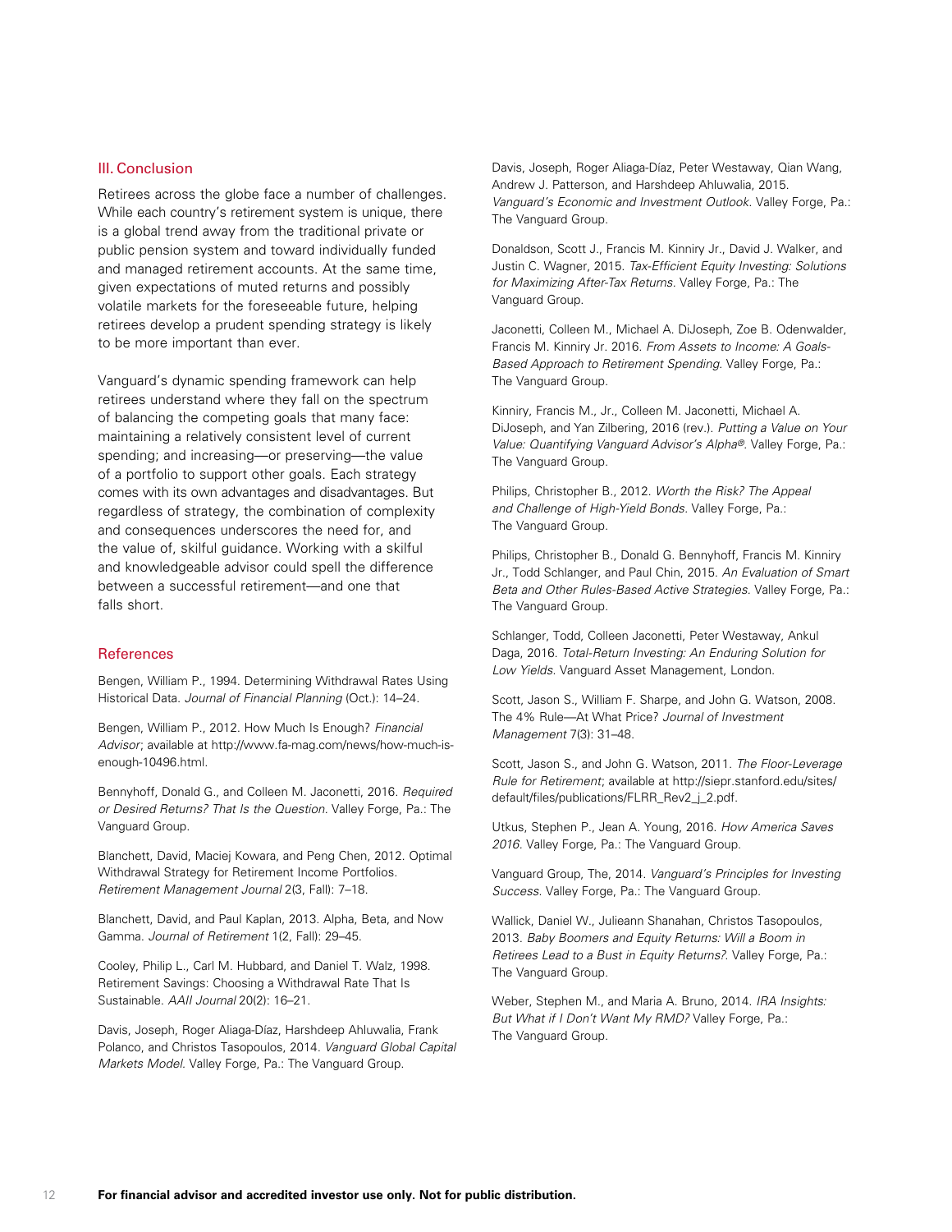## III. Conclusion

Retirees across the globe face a number of challenges. While each country's retirement system is unique, there is a global trend away from the traditional private or public pension system and toward individually funded and managed retirement accounts. At the same time, given expectations of muted returns and possibly volatile markets for the foreseeable future, helping retirees develop a prudent spending strategy is likely to be more important than ever.

Vanguard's dynamic spending framework can help retirees understand where they fall on the spectrum of balancing the competing goals that many face: maintaining a relatively consistent level of current spending; and increasing—or preserving—the value of a portfolio to support other goals. Each strategy comes with its own advantages and disadvantages. But regardless of strategy, the combination of complexity and consequences underscores the need for, and the value of, skilful guidance. Working with a skilful and knowledgeable advisor could spell the difference between a successful retirement—and one that falls short.

## References

Bengen, William P., 1994. Determining Withdrawal Rates Using Historical Data. *Journal of Financial Planning* (Oct.): 14–24.

Bengen, William P., 2012. How Much Is Enough? *Financial Advisor*; available at http://www.fa-mag.com/news/how-much-is-enough-10496.html.

Bennyhoff, Donald G., and Colleen M. Jaconetti, 2016. *Required or Desired Returns? That Is the Question.* Valley Forge, Pa.: The Vanguard Group.

Blanchett, David, Maciej Kowara, and Peng Chen, 2012. Optimal Withdrawal Strategy for Retirement Income Portfolios. *Retirement Management Journal* 2(3, Fall): 7–18.

Blanchett, David, and Paul Kaplan, 2013. Alpha, Beta, and Now Gamma. *Journal of Retirement* 1(2, Fall): 29–45.

Cooley, Philip L., Carl M. Hubbard, and Daniel T. Walz, 1998. Retirement Savings: Choosing a Withdrawal Rate That Is Sustainable. *AAII Journal* 20(2): 16–21.

Davis, Joseph, Roger Aliaga-Díaz, Harshdeep Ahluwalia, Frank Polanco, and Christos Tasopoulos, 2014. *Vanguard Global Capital Markets Model.* Valley Forge, Pa.: The Vanguard Group.

Davis, Joseph, Roger Aliaga-Díaz, Peter Westaway, Qian Wang, Andrew J. Patterson, and Harshdeep Ahluwalia, 2015. *Vanguard's Economic and Investment Outlook.* Valley Forge, Pa.: The Vanguard Group.

Donaldson, Scott J., Francis M. Kinniry Jr., David J. Walker, and Justin C. Wagner, 2015. *Tax-Efficient Equity Investing: Solutions for Maximizing After-Tax Returns.* Valley Forge, Pa.: The Vanguard Group.

Jaconetti, Colleen M., Michael A. DiJoseph, Zoe B. Odenwalder, Francis M. Kinniry Jr. 2016. *From Assets to Income: A Goals-Based Approach to Retirement Spending.* Valley Forge, Pa.: The Vanguard Group.

Kinniry, Francis M., Jr., Colleen M. Jaconetti, Michael A. DiJoseph, and Yan Zilbering, 2016 (rev.). *Putting a Value on Your Value: Quantifying Vanguard Advisor's Alpha®.* Valley Forge, Pa.: The Vanguard Group.

Philips, Christopher B., 2012. *Worth the Risk? The Appeal and Challenge of High-Yield Bonds.* Valley Forge, Pa.: The Vanguard Group.

Philips, Christopher B., Donald G. Bennyhoff, Francis M. Kinniry Jr., Todd Schlanger, and Paul Chin, 2015. *An Evaluation of Smart Beta and Other Rules-Based Active Strategies.* Valley Forge, Pa.: The Vanguard Group.

Schlanger, Todd, Colleen Jaconetti, Peter Westaway, Ankul Daga, 2016. *Total-Return Investing: An Enduring Solution for Low Yields.* Vanguard Asset Management, London.

Scott, Jason S., William F. Sharpe, and John G. Watson, 2008. The 4% Rule—At What Price? *Journal of Investment Management* 7(3): 31–48.

Scott, Jason S., and John G. Watson, 2011. *The Floor-Leverage Rule for Retirement*; available at http://siepr.stanford.edu/sites/default/files/publications/FLRR_Rev2_j_2.pdf.

Utkus, Stephen P., Jean A. Young, 2016. *How America Saves 2016.* Valley Forge, Pa.: The Vanguard Group.

Vanguard Group, The, 2014. *Vanguard's Principles for Investing Success.* Valley Forge, Pa.: The Vanguard Group.

Wallick, Daniel W., Julieann Shanahan, Christos Tasopoulos, 2013. *Baby Boomers and Equity Returns: Will a Boom in Retirees Lead to a Bust in Equity Returns?.* Valley Forge, Pa.: The Vanguard Group.

Weber, Stephen M., and Maria A. Bruno, 2014. *IRA Insights: But What if I Don't Want My RMD?* Valley Forge, Pa.: The Vanguard Group.

**For financial advisor and accredited investor use only. Not for public distribution.**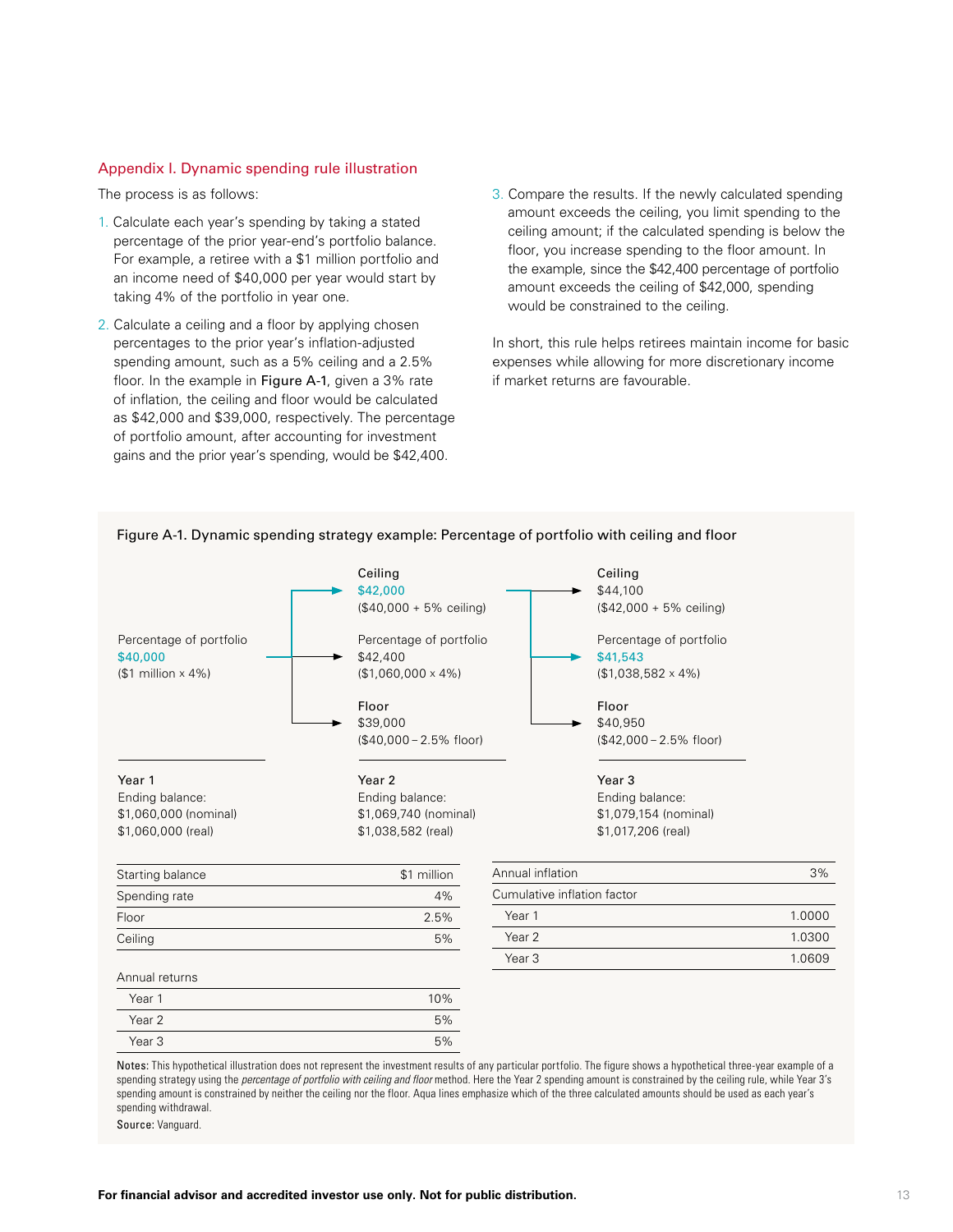## Appendix I. Dynamic spending rule illustration

The process is as follows:

1. Calculate each year's spending by taking a stated percentage of the prior year-end's portfolio balance. For example, a retiree with a $1 million portfolio and an income need of $40,000 per year would start by taking 4% of the portfolio in year one.
2. Calculate a ceiling and a floor by applying chosen percentages to the prior year's inflation-adjusted spending amount, such as a 5% ceiling and a 2.5% floor. In the example in Figure A-1, given a 3% rate of inflation, the ceiling and floor would be calculated as $42,000 and $39,000, respectively. The percentage of portfolio amount, after accounting for investment gains and the prior year's spending, would be $42,400.
3. Compare the results. If the newly calculated spending amount exceeds the ceiling, you limit spending to the ceiling amount; if the calculated spending is below the floor, you increase spending to the floor amount. In the example, since the $42,400 percentage of portfolio amount exceeds the ceiling of $42,000, spending would be constrained to the ceiling.

In short, this rule helps retirees maintain income for basic expenses while allowing for more discretionary income if market returns are favourable.

Figure A-1. Dynamic spending strategy example: Percentage of portfolio with ceiling and floor

| Year 1 | Year 2 | Year 3 |
|---|---|---|
| | Ceiling: $42,000 ($40,000 + 5% ceiling) | Ceiling: $44,100 ($42,000 + 5% ceiling) |
| Percentage of portfolio: $40,000 ($1 million × 4%) | Percentage of portfolio: $42,400 ($1,060,000 × 4%) | Percentage of portfolio: $41,543 ($1,038,582 × 4%) |
| | Floor: $39,000 ($40,000 – 2.5% floor) | Floor: $40,950 ($42,000 – 2.5% floor) |
| Ending balance: $1,060,000 (nominal) $1,060,000 (real) | Ending balance: $1,069,740 (nominal) $1,038,582 (real) | Ending balance: $1,079,154 (nominal) $1,017,206 (real) |

| | |
|---|---|
| Starting balance | $1 million |
| Spending rate | 4% |
| Floor | 2.5% |
| Ceiling | 5% |

| Annual returns | |
|---|---|
| Year 1 | 10% |
| Year 2 | 5% |
| Year 3 | 5% |

| | |
|---|---|
| Annual inflation | 3% |
| Cumulative inflation factor | |
| Year 1 | 1.0000 |
| Year 2 | 1.0300 |
| Year 3 | 1.0609 |

**Notes:** This hypothetical illustration does not represent the investment results of any particular portfolio. The figure shows a hypothetical three-year example of a spending strategy using the *percentage of portfolio with ceiling and floor* method. Here the Year 2 spending amount is constrained by the ceiling rule, while Year 3's spending amount is constrained by neither the ceiling nor the floor. Aqua lines emphasize which of the three calculated amounts should be used as each year's spending withdrawal.

**Source:** Vanguard.

**For financial advisor and accredited investor use only. Not for public distribution.**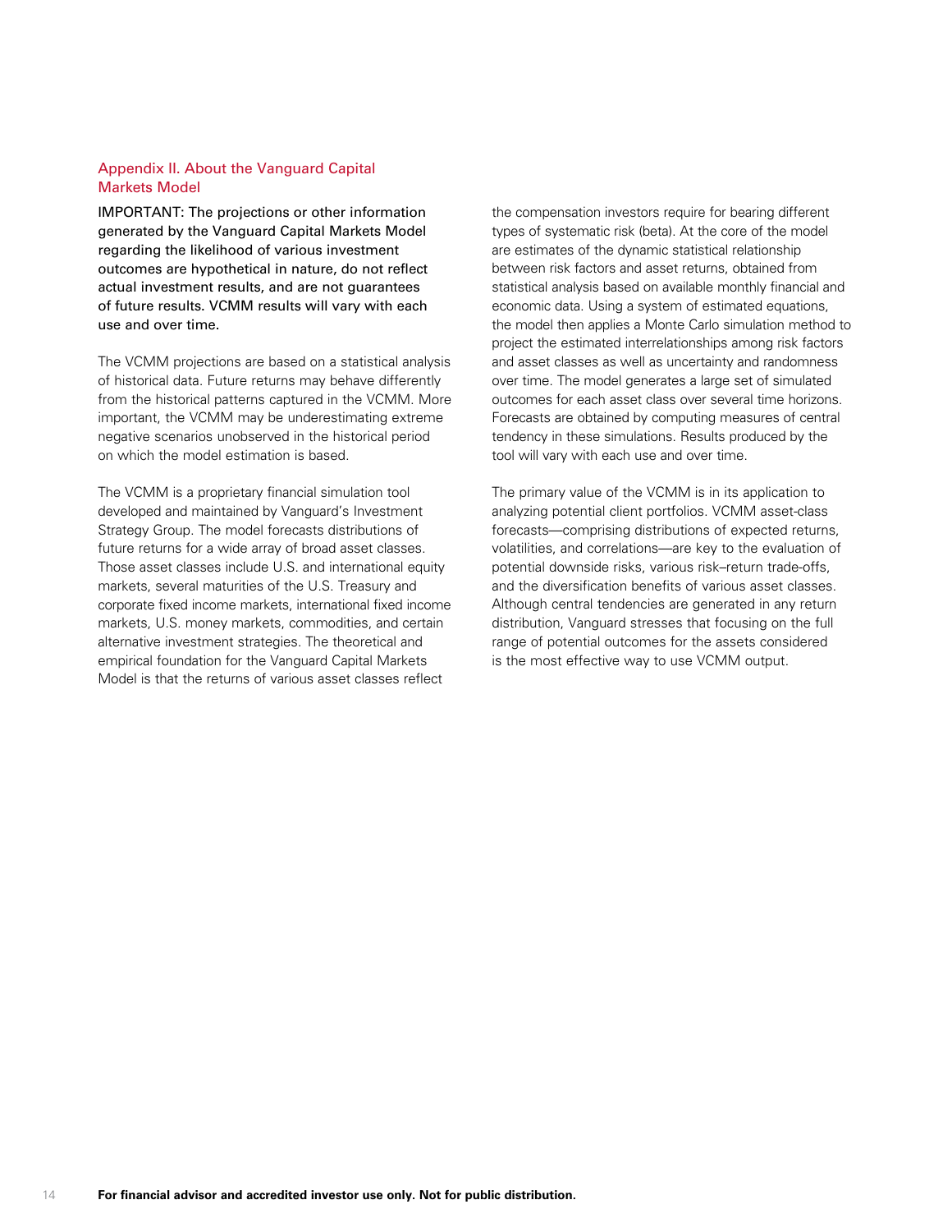## Appendix II. About the Vanguard Capital Markets Model

IMPORTANT: The projections or other information generated by the Vanguard Capital Markets Model regarding the likelihood of various investment outcomes are hypothetical in nature, do not reflect actual investment results, and are not guarantees of future results. VCMM results will vary with each use and over time.

The VCMM projections are based on a statistical analysis of historical data. Future returns may behave differently from the historical patterns captured in the VCMM. More important, the VCMM may be underestimating extreme negative scenarios unobserved in the historical period on which the model estimation is based.

The VCMM is a proprietary financial simulation tool developed and maintained by Vanguard's Investment Strategy Group. The model forecasts distributions of future returns for a wide array of broad asset classes. Those asset classes include U.S. and international equity markets, several maturities of the U.S. Treasury and corporate fixed income markets, international fixed income markets, U.S. money markets, commodities, and certain alternative investment strategies. The theoretical and empirical foundation for the Vanguard Capital Markets Model is that the returns of various asset classes reflect the compensation investors require for bearing different types of systematic risk (beta). At the core of the model are estimates of the dynamic statistical relationship between risk factors and asset returns, obtained from statistical analysis based on available monthly financial and economic data. Using a system of estimated equations, the model then applies a Monte Carlo simulation method to project the estimated interrelationships among risk factors and asset classes as well as uncertainty and randomness over time. The model generates a large set of simulated outcomes for each asset class over several time horizons. Forecasts are obtained by computing measures of central tendency in these simulations. Results produced by the tool will vary with each use and over time.

The primary value of the VCMM is in its application to analyzing potential client portfolios. VCMM asset-class forecasts—comprising distributions of expected returns, volatilities, and correlations—are key to the evaluation of potential downside risks, various risk–return trade-offs, and the diversification benefits of various asset classes. Although central tendencies are generated in any return distribution, Vanguard stresses that focusing on the full range of potential outcomes for the assets considered is the most effective way to use VCMM output.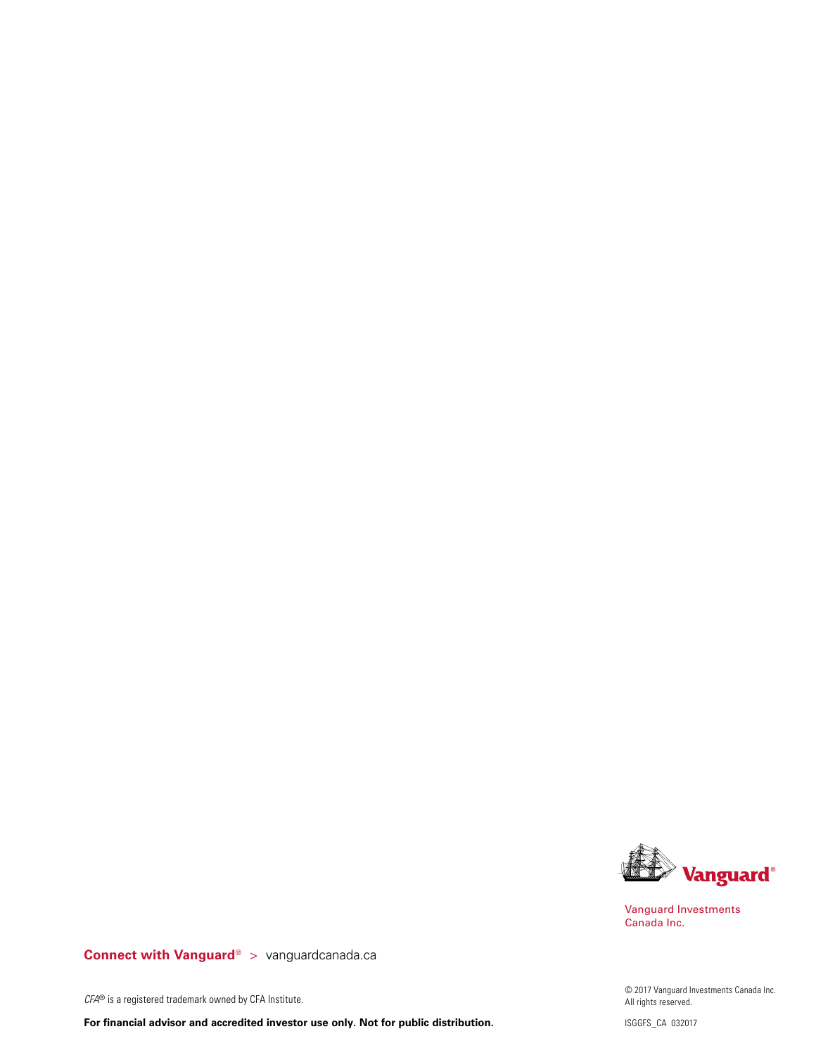Vanguard®

Vanguard Investments Canada Inc.

**Connect with Vanguard**® > vanguardcanada.ca

*CFA*® is a registered trademark owned by CFA Institute.

**For financial advisor and accredited investor use only. Not for public distribution.**

© 2017 Vanguard Investments Canada Inc.
All rights reserved.

ISGGFS_CA 032017